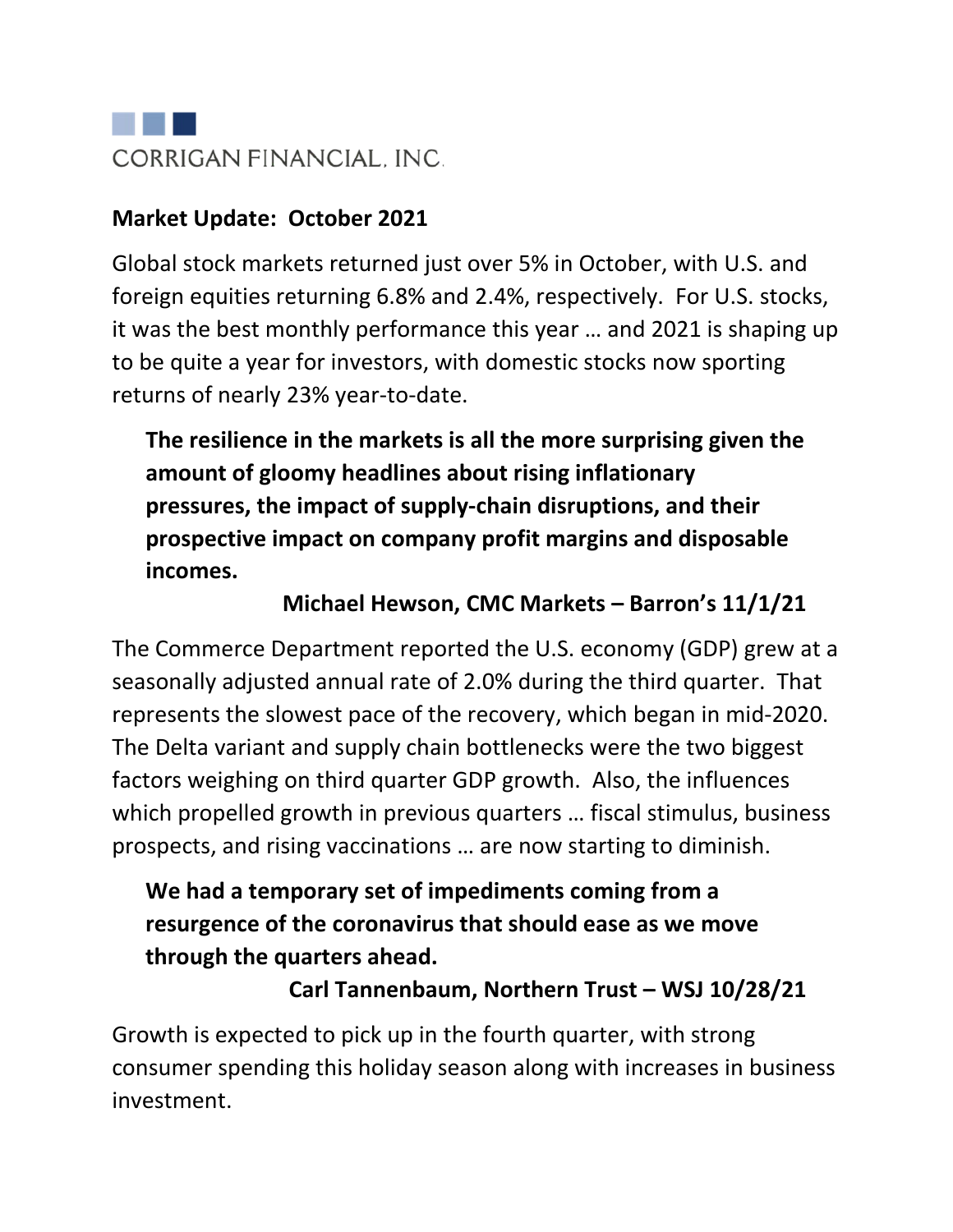CORRIGAN FINANCIAL, INC.

## Market Update: October 2021

Global stock markets returned just over 5% in October, with U.S. and foreign equities returning 6.8% and 2.4%, respectively. For U.S. stocks, it was the best monthly performance this year … and 2021 is shaping up to be quite a year for investors, with domestic stocks now sporting returns of nearly 23% year-to-date.

> **The resilience in the markets is all the more surprising given the amount of gloomy headlines about rising inflationary pressures, the impact of supply-chain disruptions, and their prospective impact on company profit margins and disposable incomes.**
>
> **Michael Hewson, CMC Markets – Barron's 11/1/21**

The Commerce Department reported the U.S. economy (GDP) grew at a seasonally adjusted annual rate of 2.0% during the third quarter. That represents the slowest pace of the recovery, which began in mid-2020. The Delta variant and supply chain bottlenecks were the two biggest factors weighing on third quarter GDP growth. Also, the influences which propelled growth in previous quarters … fiscal stimulus, business prospects, and rising vaccinations … are now starting to diminish.

> **We had a temporary set of impediments coming from a resurgence of the coronavirus that should ease as we move through the quarters ahead.**
>
> **Carl Tannenbaum, Northern Trust – WSJ 10/28/21**

Growth is expected to pick up in the fourth quarter, with strong consumer spending this holiday season along with increases in business investment.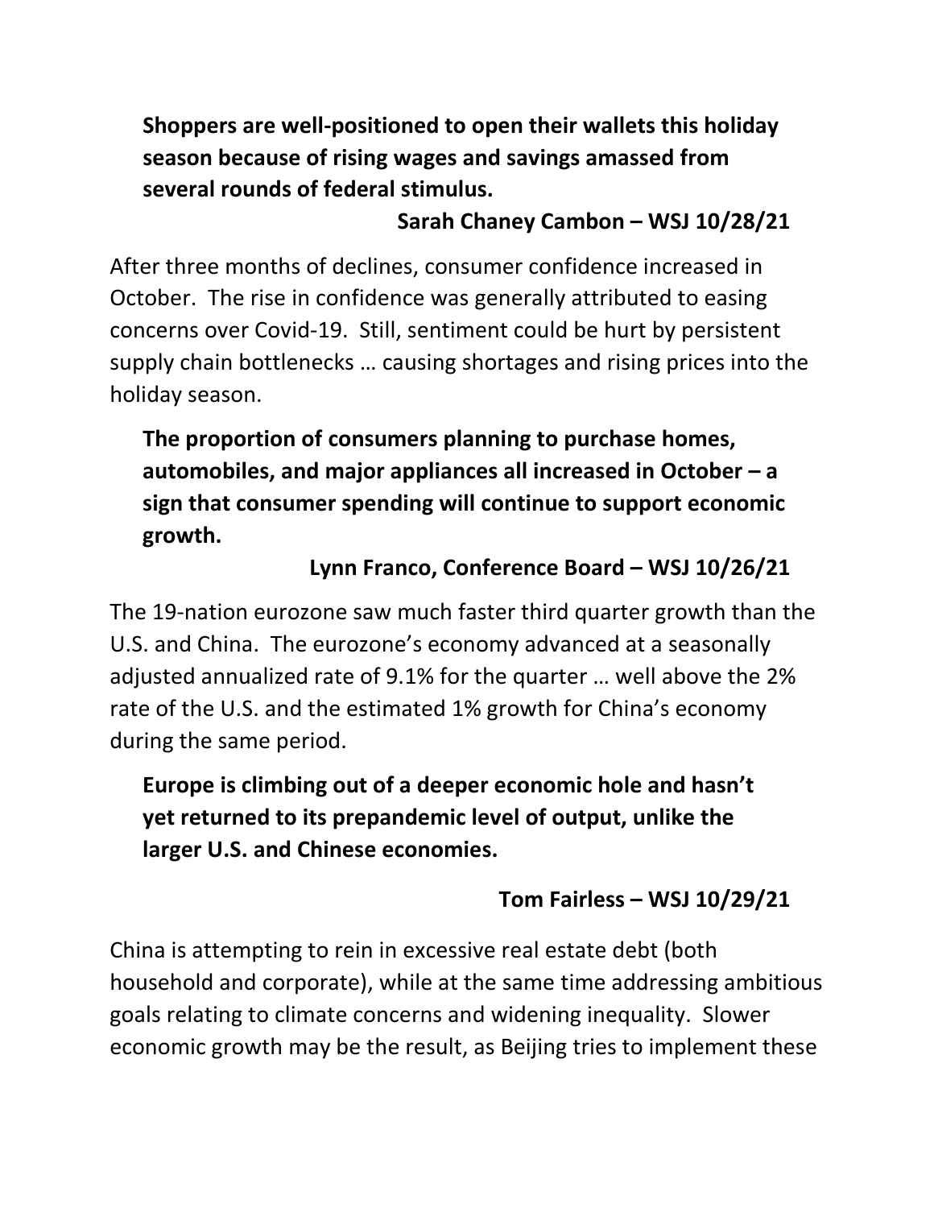**Shoppers are well-positioned to open their wallets this holiday season because of rising wages and savings amassed from several rounds of federal stimulus.**

**Sarah Chaney Cambon – WSJ 10/28/21**

After three months of declines, consumer confidence increased in October. The rise in confidence was generally attributed to easing concerns over Covid-19. Still, sentiment could be hurt by persistent supply chain bottlenecks … causing shortages and rising prices into the holiday season.

**The proportion of consumers planning to purchase homes, automobiles, and major appliances all increased in October – a sign that consumer spending will continue to support economic growth.**

**Lynn Franco, Conference Board – WSJ 10/26/21**

The 19-nation eurozone saw much faster third quarter growth than the U.S. and China. The eurozone's economy advanced at a seasonally adjusted annualized rate of 9.1% for the quarter … well above the 2% rate of the U.S. and the estimated 1% growth for China's economy during the same period.

**Europe is climbing out of a deeper economic hole and hasn't yet returned to its prepandemic level of output, unlike the larger U.S. and Chinese economies.**

**Tom Fairless – WSJ 10/29/21**

China is attempting to rein in excessive real estate debt (both household and corporate), while at the same time addressing ambitious goals relating to climate concerns and widening inequality. Slower economic growth may be the result, as Beijing tries to implement these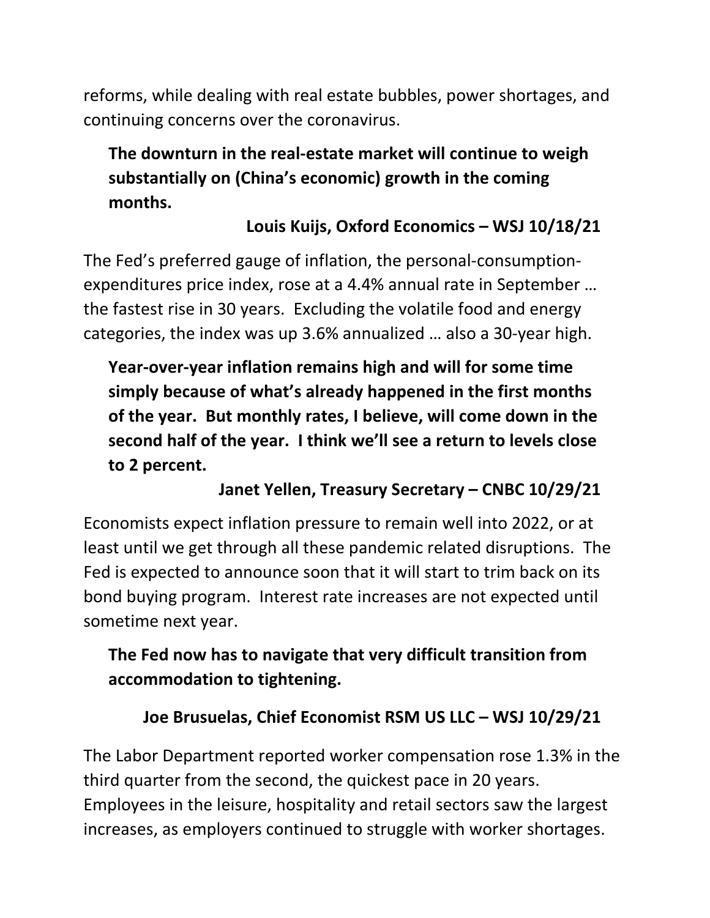reforms, while dealing with real estate bubbles, power shortages, and continuing concerns over the coronavirus.

> **The downturn in the real-estate market will continue to weigh substantially on (China's economic) growth in the coming months.**
>
> **Louis Kuijs, Oxford Economics – WSJ 10/18/21**

The Fed's preferred gauge of inflation, the personal-consumption-expenditures price index, rose at a 4.4% annual rate in September … the fastest rise in 30 years. Excluding the volatile food and energy categories, the index was up 3.6% annualized … also a 30-year high.

> **Year-over-year inflation remains high and will for some time simply because of what's already happened in the first months of the year. But monthly rates, I believe, will come down in the second half of the year. I think we'll see a return to levels close to 2 percent.**
>
> **Janet Yellen, Treasury Secretary – CNBC 10/29/21**

Economists expect inflation pressure to remain well into 2022, or at least until we get through all these pandemic related disruptions. The Fed is expected to announce soon that it will start to trim back on its bond buying program. Interest rate increases are not expected until sometime next year.

> **The Fed now has to navigate that very difficult transition from accommodation to tightening.**
>
> **Joe Brusuelas, Chief Economist RSM US LLC – WSJ 10/29/21**

The Labor Department reported worker compensation rose 1.3% in the third quarter from the second, the quickest pace in 20 years. Employees in the leisure, hospitality and retail sectors saw the largest increases, as employers continued to struggle with worker shortages.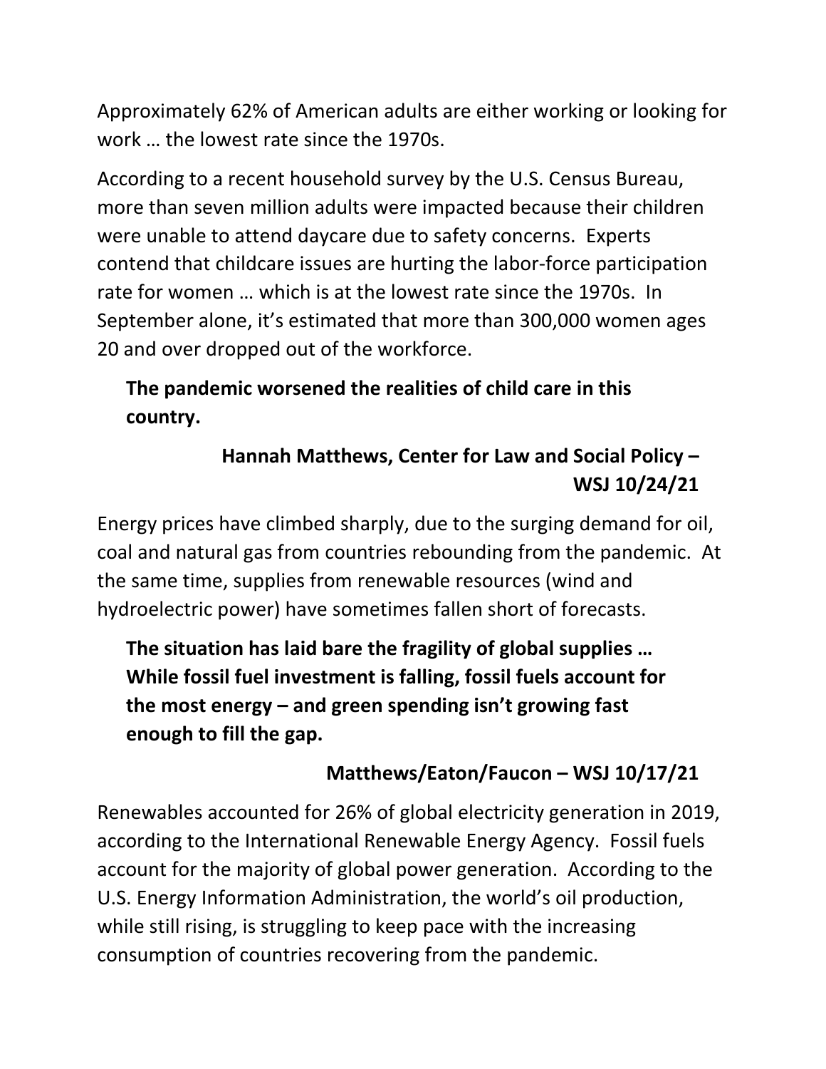Approximately 62% of American adults are either working or looking for work … the lowest rate since the 1970s.

According to a recent household survey by the U.S. Census Bureau, more than seven million adults were impacted because their children were unable to attend daycare due to safety concerns. Experts contend that childcare issues are hurting the labor-force participation rate for women … which is at the lowest rate since the 1970s. In September alone, it's estimated that more than 300,000 women ages 20 and over dropped out of the workforce.

> **The pandemic worsened the realities of child care in this country.**
>
> **Hannah Matthews, Center for Law and Social Policy – WSJ 10/24/21**

Energy prices have climbed sharply, due to the surging demand for oil, coal and natural gas from countries rebounding from the pandemic. At the same time, supplies from renewable resources (wind and hydroelectric power) have sometimes fallen short of forecasts.

> **The situation has laid bare the fragility of global supplies … While fossil fuel investment is falling, fossil fuels account for the most energy – and green spending isn't growing fast enough to fill the gap.**
>
> **Matthews/Eaton/Faucon – WSJ 10/17/21**

Renewables accounted for 26% of global electricity generation in 2019, according to the International Renewable Energy Agency. Fossil fuels account for the majority of global power generation. According to the U.S. Energy Information Administration, the world's oil production, while still rising, is struggling to keep pace with the increasing consumption of countries recovering from the pandemic.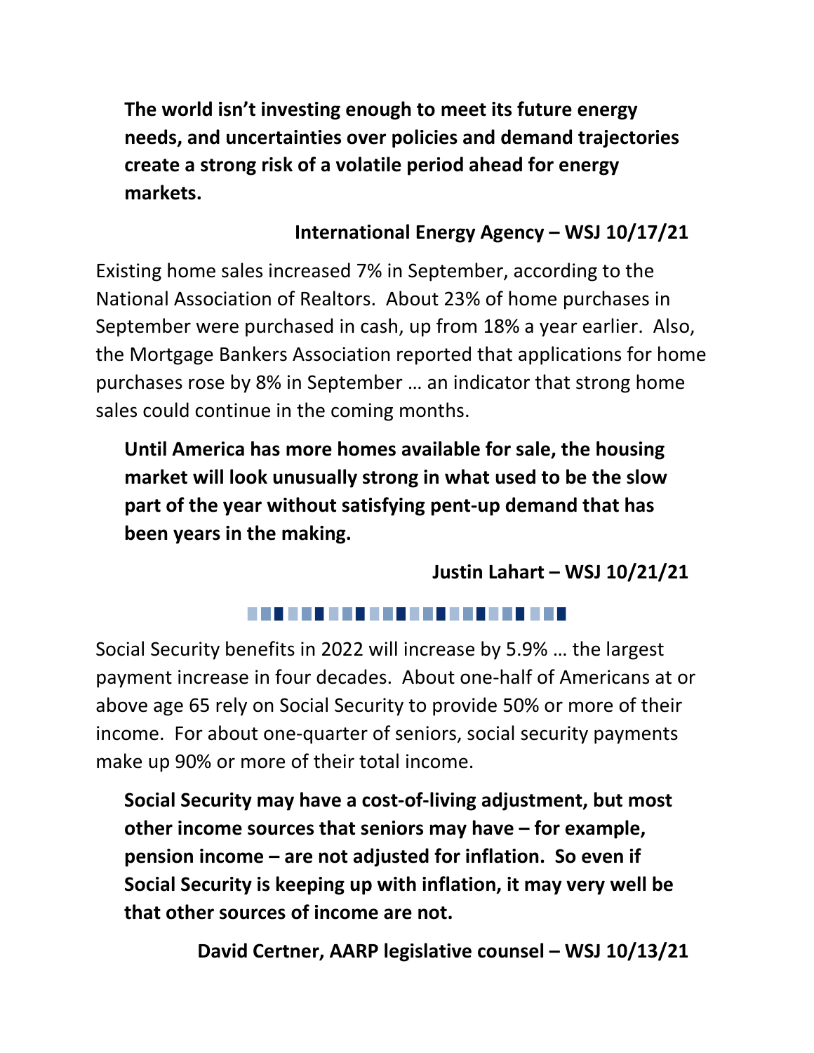**The world isn't investing enough to meet its future energy needs, and uncertainties over policies and demand trajectories create a strong risk of a volatile period ahead for energy markets.**

**International Energy Agency – WSJ 10/17/21**

Existing home sales increased 7% in September, according to the National Association of Realtors. About 23% of home purchases in September were purchased in cash, up from 18% a year earlier. Also, the Mortgage Bankers Association reported that applications for home purchases rose by 8% in September … an indicator that strong home sales could continue in the coming months.

**Until America has more homes available for sale, the housing market will look unusually strong in what used to be the slow part of the year without satisfying pent-up demand that has been years in the making.**

**Justin Lahart – WSJ 10/21/21**

---

Social Security benefits in 2022 will increase by 5.9% … the largest payment increase in four decades. About one-half of Americans at or above age 65 rely on Social Security to provide 50% or more of their income. For about one-quarter of seniors, social security payments make up 90% or more of their total income.

**Social Security may have a cost-of-living adjustment, but most other income sources that seniors may have – for example, pension income – are not adjusted for inflation. So even if Social Security is keeping up with inflation, it may very well be that other sources of income are not.**

**David Certner, AARP legislative counsel – WSJ 10/13/21**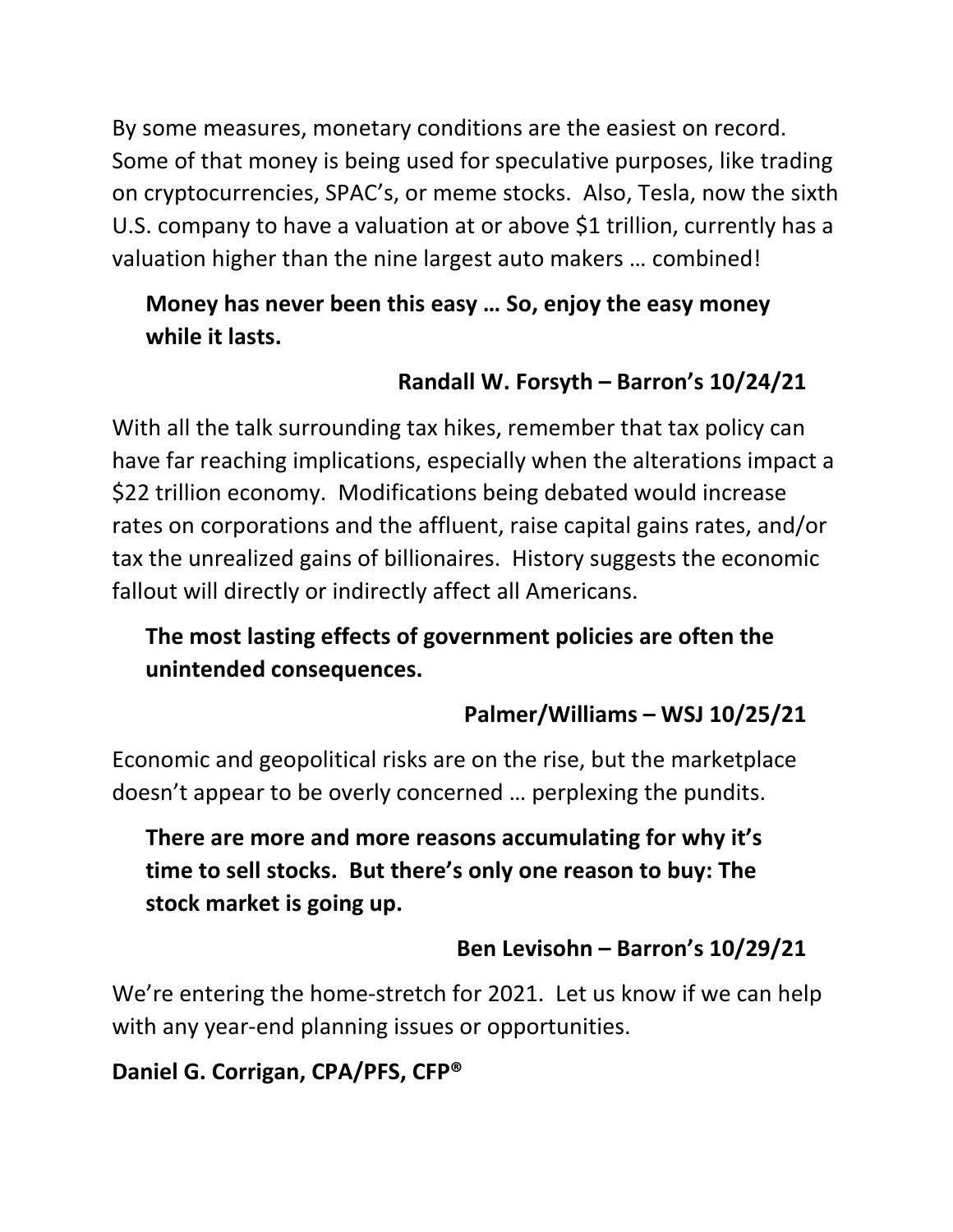By some measures, monetary conditions are the easiest on record. Some of that money is being used for speculative purposes, like trading on cryptocurrencies, SPAC's, or meme stocks. Also, Tesla, now the sixth U.S. company to have a valuation at or above $1 trillion, currently has a valuation higher than the nine largest auto makers … combined!

> **Money has never been this easy … So, enjoy the easy money while it lasts.**
>
> **Randall W. Forsyth – Barron's 10/24/21**

With all the talk surrounding tax hikes, remember that tax policy can have far reaching implications, especially when the alterations impact a $22 trillion economy. Modifications being debated would increase rates on corporations and the affluent, raise capital gains rates, and/or tax the unrealized gains of billionaires. History suggests the economic fallout will directly or indirectly affect all Americans.

> **The most lasting effects of government policies are often the unintended consequences.**
>
> **Palmer/Williams – WSJ 10/25/21**

Economic and geopolitical risks are on the rise, but the marketplace doesn't appear to be overly concerned … perplexing the pundits.

> **There are more and more reasons accumulating for why it's time to sell stocks. But there's only one reason to buy: The stock market is going up.**
>
> **Ben Levisohn – Barron's 10/29/21**

We're entering the home-stretch for 2021. Let us know if we can help with any year-end planning issues or opportunities.

**Daniel G. Corrigan, CPA/PFS, CFP®**